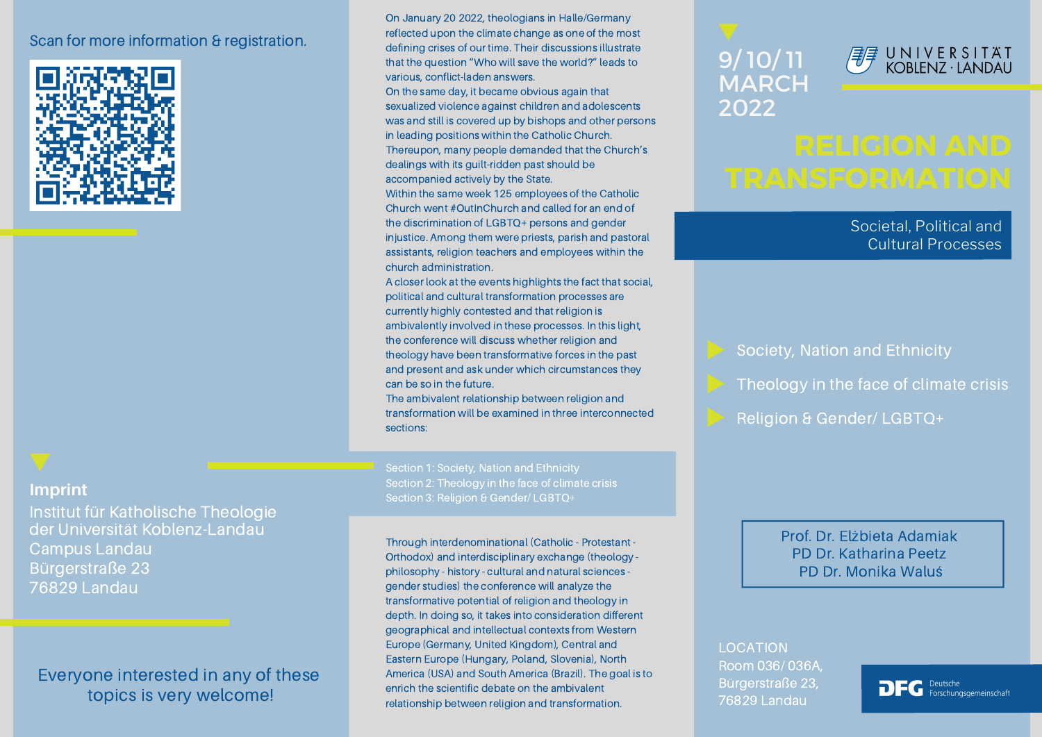# RELIGION AND TRANSFORMATION

## Societal, Political and Cultural Processes

9/10/11 MARCH 2022

UNIVERSITÄT KOBLENZ · LANDAU

- Society, Nation and Ethnicity
- Theology in the face of climate crisis
- Religion & Gender/ LGBTQ+

Prof. Dr. Elżbieta Adamiak
PD Dr. Katharina Peetz
PD Dr. Monika Waluś

LOCATION
Room 036/ 036A,
Bürgerstraße 23,
76829 Landau

DFG Deutsche Forschungsgemeinschaft

On January 20 2022, theologians in Halle/Germany reflected upon the climate change as one of the most defining crises of our time. Their discussions illustrate that the question "Who will save the world?" leads to various, conflict-laden answers.
On the same day, it became obvious again that sexualized violence against children and adolescents was and still is covered up by bishops and other persons in leading positions within the Catholic Church. Thereupon, many people demanded that the Church's dealings with its guilt-ridden past should be accompanied actively by the State.
Within the same week 125 employees of the Catholic Church went #OutInChurch and called for an end of the discrimination of LGBTQ+ persons and gender injustice. Among them were priests, parish and pastoral assistants, religion teachers and employees within the church administration.
A closer look at the events highlights the fact that social, political and cultural transformation processes are currently highly contested and that religion is ambivalently involved in these processes. In this light, the conference will discuss whether religion and theology have been transformative forces in the past and present and ask under which circumstances they can be so in the future.
The ambivalent relationship between religion and transformation will be examined in three interconnected sections:

Section 1: Society, Nation and Ethnicity
Section 2: Theology in the face of climate crisis
Section 3: Religion & Gender/ LGBTQ+

Through interdenominational (Catholic - Protestant - Orthodox) and interdisciplinary exchange (theology - philosophy - history - cultural and natural sciences - gender studies) the conference will analyze the transformative potential of religion and theology in depth. In doing so, it takes into consideration different geographical and intellectual contexts from Western Europe (Germany, United Kingdom), Central and Eastern Europe (Hungary, Poland, Slovenia), North America (USA) and South America (Brazil). The goal is to enrich the scientific debate on the ambivalent relationship between religion and transformation.

Scan for more information & registration.

### Imprint

Institut für Katholische Theologie
der Universität Koblenz-Landau
Campus Landau
Bürgerstraße 23
76829 Landau

Everyone interested in any of these topics is very welcome!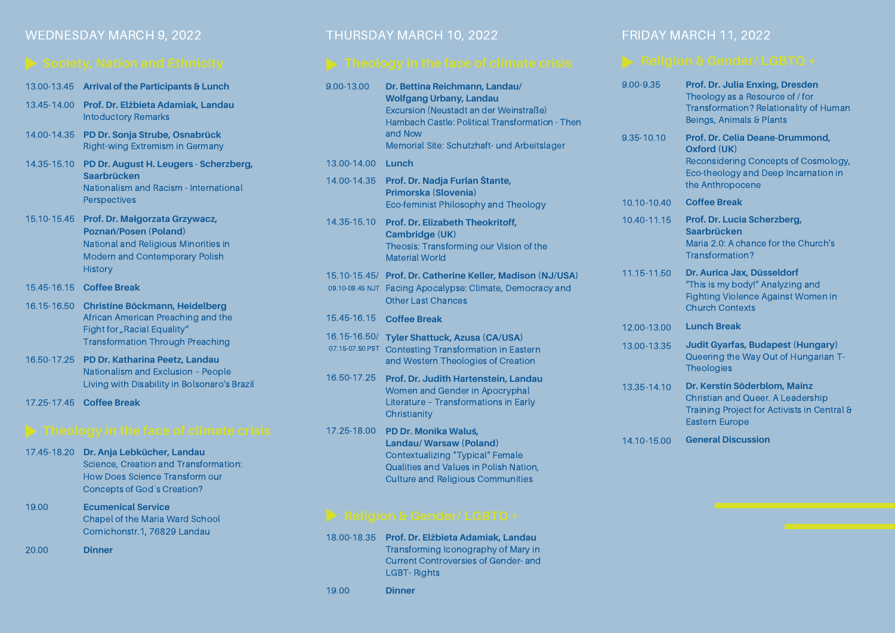## WEDNESDAY MARCH 9, 2022

### Society, Nation and Ethnicity

13.00-13.45 **Arrival of the Participants & Lunch**

13.45-14.00 **Prof. Dr. Elżbieta Adamiak, Landau**
Intoductory Remarks

14.00-14.35 **PD Dr. Sonja Strube, Osnabrück**
Right-wing Extremism in Germany

14.35-15.10 **PD Dr. August H. Leugers - Scherzberg, Saarbrücken**
Nationalism and Racism - International Perspectives

15.10-15.45 **Prof. Dr. Małgorzata Grzywacz, Poznań/Posen (Poland)**
National and Religious Minorities in Modern and Contemporary Polish History

15.45-16.15 **Coffee Break**

16.15-16.50 **Christine Böckmann, Heidelberg**
African American Preaching and the Fight for „Racial Equality" Transformation Through Preaching

16.50-17.25 **PD Dr. Katharina Peetz, Landau**
Nationalism and Exclusion – People Living with Disability in Bolsonaro's Brazil

17.25-17.45 **Coffee Break**

### Theology in the face of climate crisis

17.45-18.20 **Dr. Anja Lebkücher, Landau**
Science, Creation and Transformation: How Does Science Transform our Concepts of God´s Creation?

19.00 **Ecumenical Service**
Chapel of the Maria Ward School
Cornichonstr.1, 76829 Landau

20.00 **Dinner**

## THURSDAY MARCH 10, 2022

### Theology in the face of climate crisis

9.00-13.00 **Dr. Bettina Reichmann, Landau/ Wolfgang Urbany, Landau**
Excursion (Neustadt an der Weinstraße)
Hambach Castle: Political Transformation - Then and Now
Memorial Site: Schutzhaft- und Arbeitslager

13.00-14.00 **Lunch**

14.00-14.35 **Prof. Dr. Nadja Furlan Štante, Primorska (Slovenia)**
Eco-feminist Philosophy and Theology

14.35-15.10 **Prof. Dr. Elizabeth Theokritoff, Cambridge (UK)**
Theosis: Transforming our Vision of the Material World

15.10-15.45/ 09.10-09.45 NJT **Prof. Dr. Catherine Keller, Madison (NJ/USA)**
Facing Apocalypse: Climate, Democracy and Other Last Chances

15.45-16.15 **Coffee Break**

16.15-16.50/ 07.15-07.50 PST **Tyler Shattuck, Azusa (CA/USA)**
Contesting Transformation in Eastern and Western Theologies of Creation

16.50-17.25 **Prof. Dr. Judith Hartenstein, Landau**
Women and Gender in Apocryphal Literature – Transformations in Early Christianity

17.25-18.00 **PD Dr. Monika Waluś, Landau/ Warsaw (Poland)**
Contextualizing "Typical" Female Qualities and Values in Polish Nation, Culture and Religious Communities

### Religion & Gender/ LGBTQ +

18.00-18.35 **Prof. Dr. Elżbieta Adamiak, Landau**
Transforming Iconography of Mary in Current Controversies of Gender- and LGBT- Rights

19.00 **Dinner**

## FRIDAY MARCH 11, 2022

### Religion & Gender/ LGBTQ +

9.00-9.35 **Prof. Dr. Julia Enxing, Dresden**
Theology as a Resource of / for Transformation? Relationality of Human Beings, Animals & Plants

9.35-10.10 **Prof. Dr. Celia Deane-Drummond, Oxford (UK)**
Reconsidering Concepts of Cosmology, Eco-theology and Deep Incarnation in the Anthropocene

10.10-10.40 **Coffee Break**

10.40-11.15 **Prof. Dr. Lucia Scherzberg, Saarbrücken**
Maria 2.0: A chance for the Church's Transformation?

11.15-11.50 **Dr. Aurica Jax, Düsseldorf**
"This is my body!" Analyzing and Fighting Violence Against Women in Church Contexts

12.00-13.00 **Lunch Break**

13.00-13.35 **Judit Gyarfas, Budapest (Hungary)**
Queering the Way Out of Hungarian T-Theologies

13.35-14.10 **Dr. Kerstin Söderblom, Mainz**
Christian and Queer. A Leadership Training Project for Activists in Central & Eastern Europe

14.10-15.00 **General Discussion**